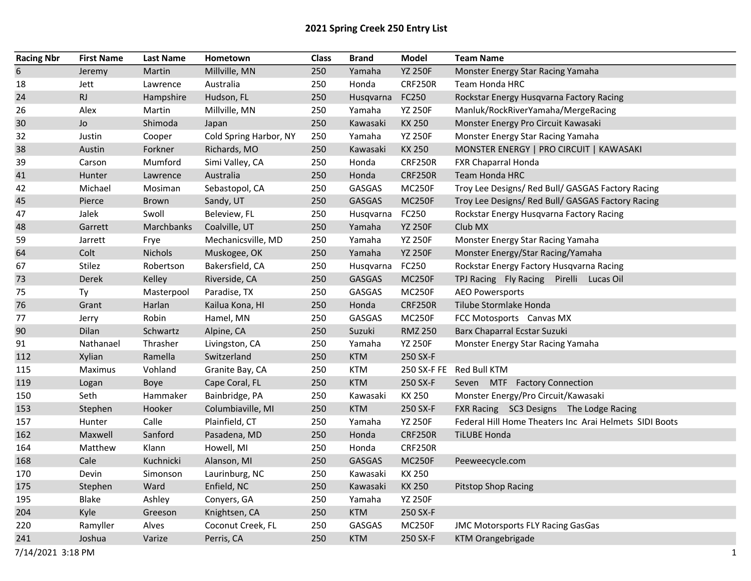# 2021 Spring Creek 250 Entry List

| Racing Nbr | First Name | Last Name | Hometown | Class | Brand | Model | Team Name |
|---|---|---|---|---|---|---|---|
| 6 | Jeremy | Martin | Millville, MN | 250 | Yamaha | YZ 250F | Monster Energy Star Racing Yamaha |
| 18 | Jett | Lawrence | Australia | 250 | Honda | CRF250R | Team Honda HRC |
| 24 | RJ | Hampshire | Hudson, FL | 250 | Husqvarna | FC250 | Rockstar Energy Husqvarna Factory Racing |
| 26 | Alex | Martin | Millville, MN | 250 | Yamaha | YZ 250F | Manluk/RockRiverYamaha/MergeRacing |
| 30 | Jo | Shimoda | Japan | 250 | Kawasaki | KX 250 | Monster Energy Pro Circuit Kawasaki |
| 32 | Justin | Cooper | Cold Spring Harbor, NY | 250 | Yamaha | YZ 250F | Monster Energy Star Racing Yamaha |
| 38 | Austin | Forkner | Richards, MO | 250 | Kawasaki | KX 250 | MONSTER ENERGY \| PRO CIRCUIT \| KAWASAKI |
| 39 | Carson | Mumford | Simi Valley, CA | 250 | Honda | CRF250R | FXR Chaparral Honda |
| 41 | Hunter | Lawrence | Australia | 250 | Honda | CRF250R | Team Honda HRC |
| 42 | Michael | Mosiman | Sebastopol, CA | 250 | GASGAS | MC250F | Troy Lee Designs/ Red Bull/ GASGAS Factory Racing |
| 45 | Pierce | Brown | Sandy, UT | 250 | GASGAS | MC250F | Troy Lee Designs/ Red Bull/ GASGAS Factory Racing |
| 47 | Jalek | Swoll | Beleview, FL | 250 | Husqvarna | FC250 | Rockstar Energy Husqvarna Factory Racing |
| 48 | Garrett | Marchbanks | Coalville, UT | 250 | Yamaha | YZ 250F | Club MX |
| 59 | Jarrett | Frye | Mechanicsville, MD | 250 | Yamaha | YZ 250F | Monster Energy Star Racing Yamaha |
| 64 | Colt | Nichols | Muskogee, OK | 250 | Yamaha | YZ 250F | Monster Energy/Star Racing/Yamaha |
| 67 | Stilez | Robertson | Bakersfield, CA | 250 | Husqvarna | FC250 | Rockstar Energy Factory Husqvarna Racing |
| 73 | Derek | Kelley | Riverside, CA | 250 | GASGAS | MC250F | TPJ Racing Fly Racing Pirelli Lucas Oil |
| 75 | Ty | Masterpool | Paradise, TX | 250 | GASGAS | MC250F | AEO Powersports |
| 76 | Grant | Harlan | Kailua Kona, HI | 250 | Honda | CRF250R | Tilube Stormlake Honda |
| 77 | Jerry | Robin | Hamel, MN | 250 | GASGAS | MC250F | FCC Motosports Canvas MX |
| 90 | Dilan | Schwartz | Alpine, CA | 250 | Suzuki | RMZ 250 | Barx Chaparral Ecstar Suzuki |
| 91 | Nathanael | Thrasher | Livingston, CA | 250 | Yamaha | YZ 250F | Monster Energy Star Racing Yamaha |
| 112 | Xylian | Ramella | Switzerland | 250 | KTM | 250 SX-F | |
| 115 | Maximus | Vohland | Granite Bay, CA | 250 | KTM | 250 SX-F FE | Red Bull KTM |
| 119 | Logan | Boye | Cape Coral, FL | 250 | KTM | 250 SX-F | Seven MTF Factory Connection |
| 150 | Seth | Hammaker | Bainbridge, PA | 250 | Kawasaki | KX 250 | Monster Energy/Pro Circuit/Kawasaki |
| 153 | Stephen | Hooker | Columbiaville, MI | 250 | KTM | 250 SX-F | FXR Racing SC3 Designs The Lodge Racing |
| 157 | Hunter | Calle | Plainfield, CT | 250 | Yamaha | YZ 250F | Federal Hill Home Theaters Inc Arai Helmets SIDI Boots |
| 162 | Maxwell | Sanford | Pasadena, MD | 250 | Honda | CRF250R | TiLUBE Honda |
| 164 | Matthew | Klann | Howell, MI | 250 | Honda | CRF250R | |
| 168 | Cale | Kuchnicki | Alanson, MI | 250 | GASGAS | MC250F | Peeweecycle.com |
| 170 | Devin | Simonson | Laurinburg, NC | 250 | Kawasaki | KX 250 | |
| 175 | Stephen | Ward | Enfield, NC | 250 | Kawasaki | KX 250 | Pitstop Shop Racing |
| 195 | Blake | Ashley | Conyers, GA | 250 | Yamaha | YZ 250F | |
| 204 | Kyle | Greeson | Knightsen, CA | 250 | KTM | 250 SX-F | |
| 220 | Ramyller | Alves | Coconut Creek, FL | 250 | GASGAS | MC250F | JMC Motorsports FLY Racing GasGas |
| 241 | Joshua | Varize | Perris, CA | 250 | KTM | 250 SX-F | KTM Orangebrigade |

7/14/2021 3:18 PM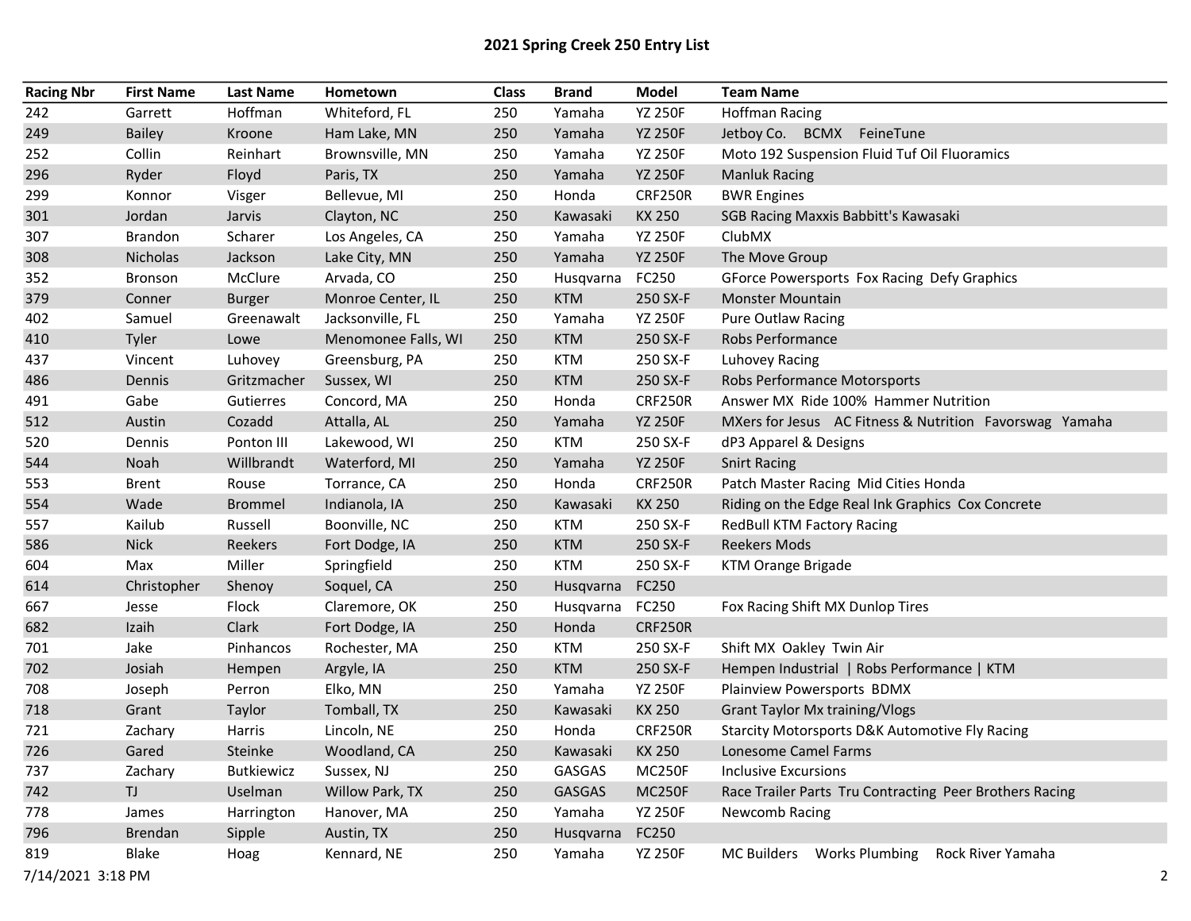## 2021 Spring Creek 250 Entry List

| Racing Nbr | First Name | Last Name | Hometown | Class | Brand | Model | Team Name |
|---|---|---|---|---|---|---|---|
| 242 | Garrett | Hoffman | Whiteford, FL | 250 | Yamaha | YZ 250F | Hoffman Racing |
| 249 | Bailey | Kroone | Ham Lake, MN | 250 | Yamaha | YZ 250F | Jetboy Co.  BCMX  FeineTune |
| 252 | Collin | Reinhart | Brownsville, MN | 250 | Yamaha | YZ 250F | Moto 192 Suspension Fluid Tuf Oil Fluoramics |
| 296 | Ryder | Floyd | Paris, TX | 250 | Yamaha | YZ 250F | Manluk Racing |
| 299 | Konnor | Visger | Bellevue, MI | 250 | Honda | CRF250R | BWR Engines |
| 301 | Jordan | Jarvis | Clayton, NC | 250 | Kawasaki | KX 250 | SGB Racing Maxxis Babbitt's Kawasaki |
| 307 | Brandon | Scharer | Los Angeles, CA | 250 | Yamaha | YZ 250F | ClubMX |
| 308 | Nicholas | Jackson | Lake City, MN | 250 | Yamaha | YZ 250F | The Move Group |
| 352 | Bronson | McClure | Arvada, CO | 250 | Husqvarna | FC250 | GForce Powersports  Fox Racing  Defy Graphics |
| 379 | Conner | Burger | Monroe Center, IL | 250 | KTM | 250 SX-F | Monster Mountain |
| 402 | Samuel | Greenawalt | Jacksonville, FL | 250 | Yamaha | YZ 250F | Pure Outlaw Racing |
| 410 | Tyler | Lowe | Menomonee Falls, WI | 250 | KTM | 250 SX-F | Robs Performance |
| 437 | Vincent | Luhovey | Greensburg, PA | 250 | KTM | 250 SX-F | Luhovey Racing |
| 486 | Dennis | Gritzmacher | Sussex, WI | 250 | KTM | 250 SX-F | Robs Performance Motorsports |
| 491 | Gabe | Gutierres | Concord, MA | 250 | Honda | CRF250R | Answer MX  Ride 100%  Hammer Nutrition |
| 512 | Austin | Cozadd | Attalla, AL | 250 | Yamaha | YZ 250F | MXers for Jesus  AC Fitness & Nutrition  Favorswag  Yamaha |
| 520 | Dennis | Ponton III | Lakewood, WI | 250 | KTM | 250 SX-F | dP3 Apparel & Designs |
| 544 | Noah | Willbrandt | Waterford, MI | 250 | Yamaha | YZ 250F | Snirt Racing |
| 553 | Brent | Rouse | Torrance, CA | 250 | Honda | CRF250R | Patch Master Racing  Mid Cities Honda |
| 554 | Wade | Brommel | Indianola, IA | 250 | Kawasaki | KX 250 | Riding on the Edge Real Ink Graphics  Cox Concrete |
| 557 | Kailub | Russell | Boonville, NC | 250 | KTM | 250 SX-F | RedBull KTM Factory Racing |
| 586 | Nick | Reekers | Fort Dodge, IA | 250 | KTM | 250 SX-F | Reekers Mods |
| 604 | Max | Miller | Springfield | 250 | KTM | 250 SX-F | KTM Orange Brigade |
| 614 | Christopher | Shenoy | Soquel, CA | 250 | Husqvarna | FC250 | |
| 667 | Jesse | Flock | Claremore, OK | 250 | Husqvarna | FC250 | Fox Racing Shift MX Dunlop Tires |
| 682 | Izaih | Clark | Fort Dodge, IA | 250 | Honda | CRF250R | |
| 701 | Jake | Pinhancos | Rochester, MA | 250 | KTM | 250 SX-F | Shift MX  Oakley  Twin Air |
| 702 | Josiah | Hempen | Argyle, IA | 250 | KTM | 250 SX-F | Hempen Industrial  \| Robs Performance \| KTM |
| 708 | Joseph | Perron | Elko, MN | 250 | Yamaha | YZ 250F | Plainview Powersports  BDMX |
| 718 | Grant | Taylor | Tomball, TX | 250 | Kawasaki | KX 250 | Grant Taylor Mx training/Vlogs |
| 721 | Zachary | Harris | Lincoln, NE | 250 | Honda | CRF250R | Starcity Motorsports D&K Automotive Fly Racing |
| 726 | Gared | Steinke | Woodland, CA | 250 | Kawasaki | KX 250 | Lonesome Camel Farms |
| 737 | Zachary | Butkiewicz | Sussex, NJ | 250 | GASGAS | MC250F | Inclusive Excursions |
| 742 | TJ | Uselman | Willow Park, TX | 250 | GASGAS | MC250F | Race Trailer Parts  Tru Contracting  Peer Brothers Racing |
| 778 | James | Harrington | Hanover, MA | 250 | Yamaha | YZ 250F | Newcomb Racing |
| 796 | Brendan | Sipple | Austin, TX | 250 | Husqvarna | FC250 | |
| 819 | Blake | Hoag | Kennard, NE | 250 | Yamaha | YZ 250F | MC Builders  Works Plumbing  Rock River Yamaha |

7/14/2021 3:18 PM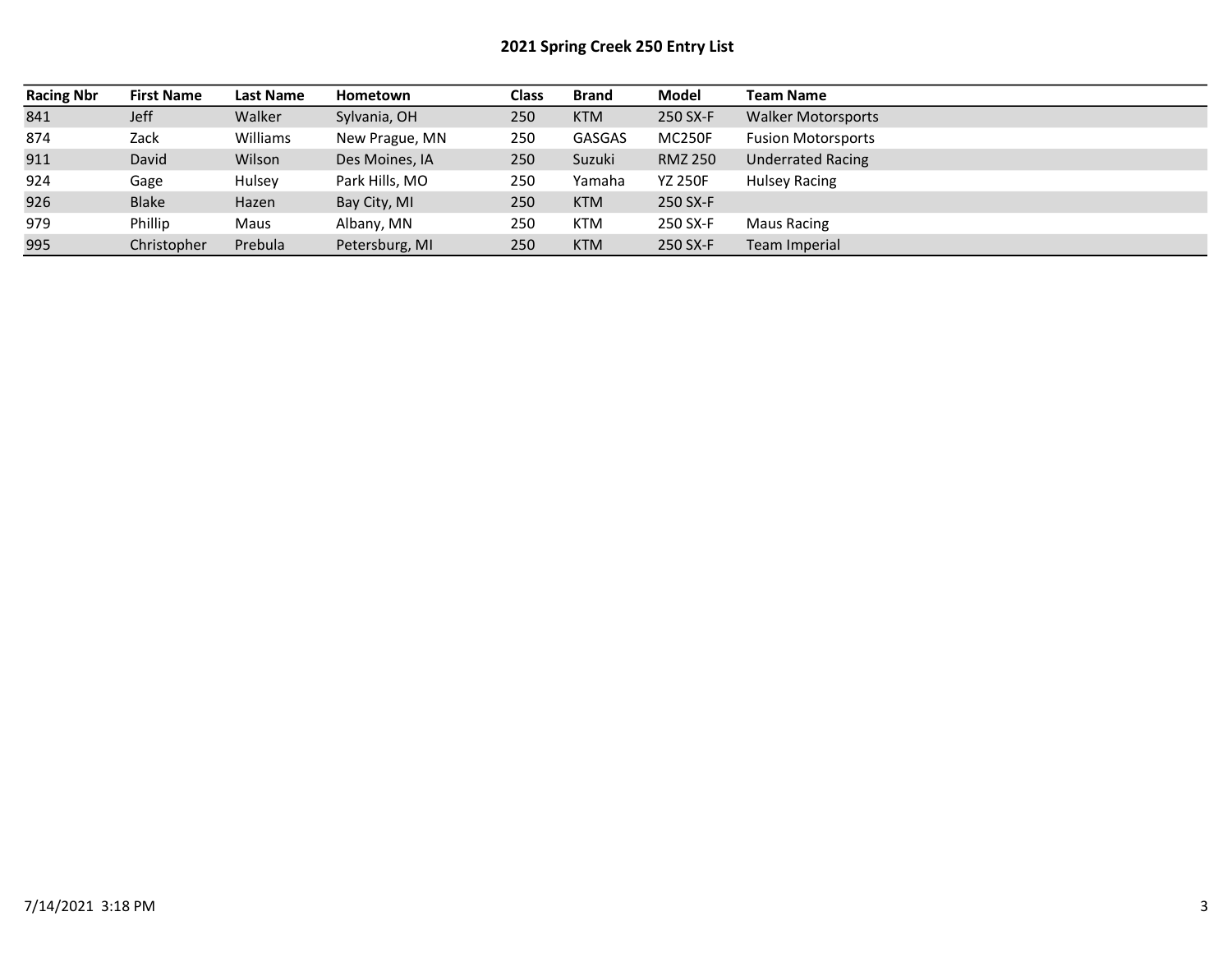**2021 Spring Creek 250 Entry List**

| Racing Nbr | First Name | Last Name | Hometown | Class | Brand | Model | Team Name |
|---|---|---|---|---|---|---|---|
| 841 | Jeff | Walker | Sylvania, OH | 250 | KTM | 250 SX-F | Walker Motorsports |
| 874 | Zack | Williams | New Prague, MN | 250 | GASGAS | MC250F | Fusion Motorsports |
| 911 | David | Wilson | Des Moines, IA | 250 | Suzuki | RMZ 250 | Underrated Racing |
| 924 | Gage | Hulsey | Park Hills, MO | 250 | Yamaha | YZ 250F | Hulsey Racing |
| 926 | Blake | Hazen | Bay City, MI | 250 | KTM | 250 SX-F | |
| 979 | Phillip | Maus | Albany, MN | 250 | KTM | 250 SX-F | Maus Racing |
| 995 | Christopher | Prebula | Petersburg, MI | 250 | KTM | 250 SX-F | Team Imperial |

7/14/2021 3:18 PM